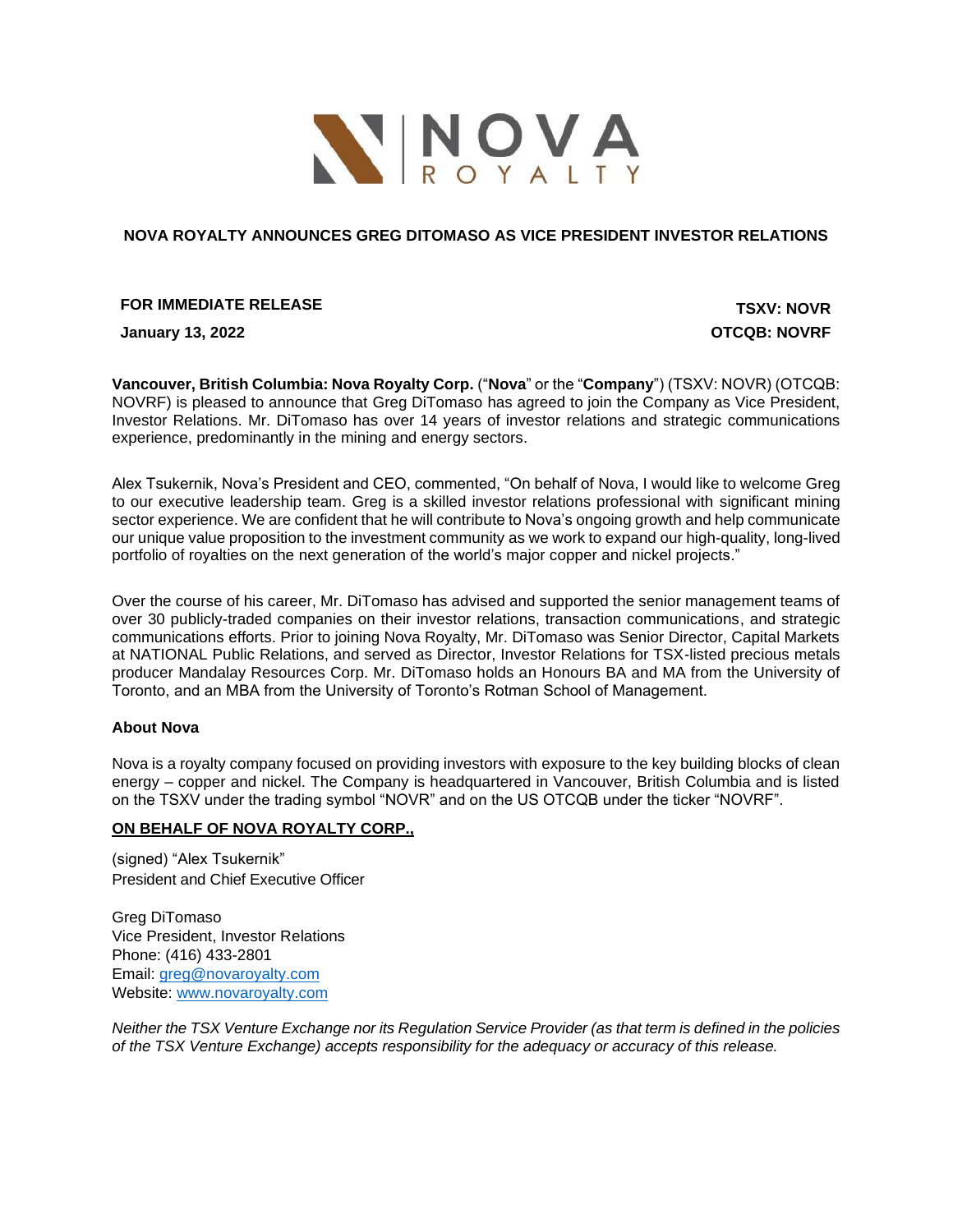NOVA ROYALTY

# NOVA ROYALTY ANNOUNCES GREG DITOMASO AS VICE PRESIDENT INVESTOR RELATIONS

**FOR IMMEDIATE RELEASE**

**January 13, 2022**

**TSXV: NOVR**

**OTCQB: NOVRF**

**Vancouver, British Columbia: Nova Royalty Corp.** ("**Nova**" or the "**Company**") (TSXV: NOVR) (OTCQB: NOVRF) is pleased to announce that Greg DiTomaso has agreed to join the Company as Vice President, Investor Relations. Mr. DiTomaso has over 14 years of investor relations and strategic communications experience, predominantly in the mining and energy sectors.

Alex Tsukernik, Nova's President and CEO, commented, "On behalf of Nova, I would like to welcome Greg to our executive leadership team. Greg is a skilled investor relations professional with significant mining sector experience. We are confident that he will contribute to Nova's ongoing growth and help communicate our unique value proposition to the investment community as we work to expand our high-quality, long-lived portfolio of royalties on the next generation of the world's major copper and nickel projects."

Over the course of his career, Mr. DiTomaso has advised and supported the senior management teams of over 30 publicly-traded companies on their investor relations, transaction communications, and strategic communications efforts. Prior to joining Nova Royalty, Mr. DiTomaso was Senior Director, Capital Markets at NATIONAL Public Relations, and served as Director, Investor Relations for TSX-listed precious metals producer Mandalay Resources Corp. Mr. DiTomaso holds an Honours BA and MA from the University of Toronto, and an MBA from the University of Toronto's Rotman School of Management.

**About Nova**

Nova is a royalty company focused on providing investors with exposure to the key building blocks of clean energy – copper and nickel. The Company is headquartered in Vancouver, British Columbia and is listed on the TSXV under the trading symbol "NOVR" and on the US OTCQB under the ticker "NOVRF".

**ON BEHALF OF NOVA ROYALTY CORP.,**

(signed) "Alex Tsukernik"
President and Chief Executive Officer

Greg DiTomaso
Vice President, Investor Relations
Phone: (416) 433-2801
Email: greg@novaroyalty.com
Website: www.novaroyalty.com

*Neither the TSX Venture Exchange nor its Regulation Service Provider (as that term is defined in the policies of the TSX Venture Exchange) accepts responsibility for the adequacy or accuracy of this release.*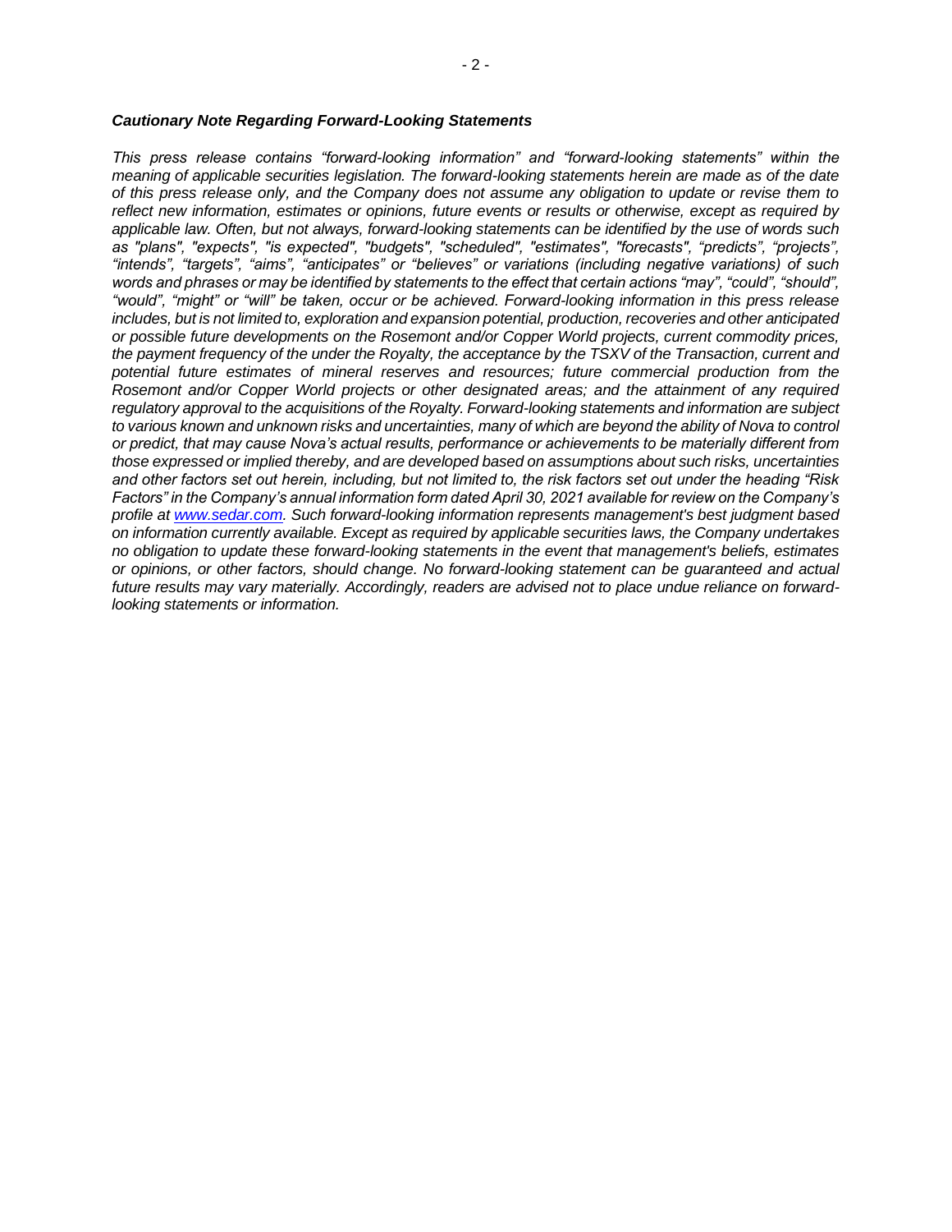***Cautionary Note Regarding Forward-Looking Statements***

*This press release contains "forward-looking information" and "forward-looking statements" within the meaning of applicable securities legislation. The forward-looking statements herein are made as of the date of this press release only, and the Company does not assume any obligation to update or revise them to reflect new information, estimates or opinions, future events or results or otherwise, except as required by applicable law. Often, but not always, forward-looking statements can be identified by the use of words such as "plans", "expects", "is expected", "budgets", "scheduled", "estimates", "forecasts", "predicts", "projects", "intends", "targets", "aims", "anticipates" or "believes" or variations (including negative variations) of such words and phrases or may be identified by statements to the effect that certain actions "may", "could", "should", "would", "might" or "will" be taken, occur or be achieved. Forward-looking information in this press release includes, but is not limited to, exploration and expansion potential, production, recoveries and other anticipated or possible future developments on the Rosemont and/or Copper World projects, current commodity prices, the payment frequency of the under the Royalty, the acceptance by the TSXV of the Transaction, current and potential future estimates of mineral reserves and resources; future commercial production from the Rosemont and/or Copper World projects or other designated areas; and the attainment of any required regulatory approval to the acquisitions of the Royalty. Forward-looking statements and information are subject to various known and unknown risks and uncertainties, many of which are beyond the ability of Nova to control or predict, that may cause Nova's actual results, performance or achievements to be materially different from those expressed or implied thereby, and are developed based on assumptions about such risks, uncertainties and other factors set out herein, including, but not limited to, the risk factors set out under the heading "Risk Factors" in the Company's annual information form dated April 30, 2021 available for review on the Company's profile at [www.sedar.com](http://www.sedar.com). Such forward-looking information represents management's best judgment based on information currently available. Except as required by applicable securities laws, the Company undertakes no obligation to update these forward-looking statements in the event that management's beliefs, estimates or opinions, or other factors, should change. No forward-looking statement can be guaranteed and actual future results may vary materially. Accordingly, readers are advised not to place undue reliance on forward-looking statements or information.*